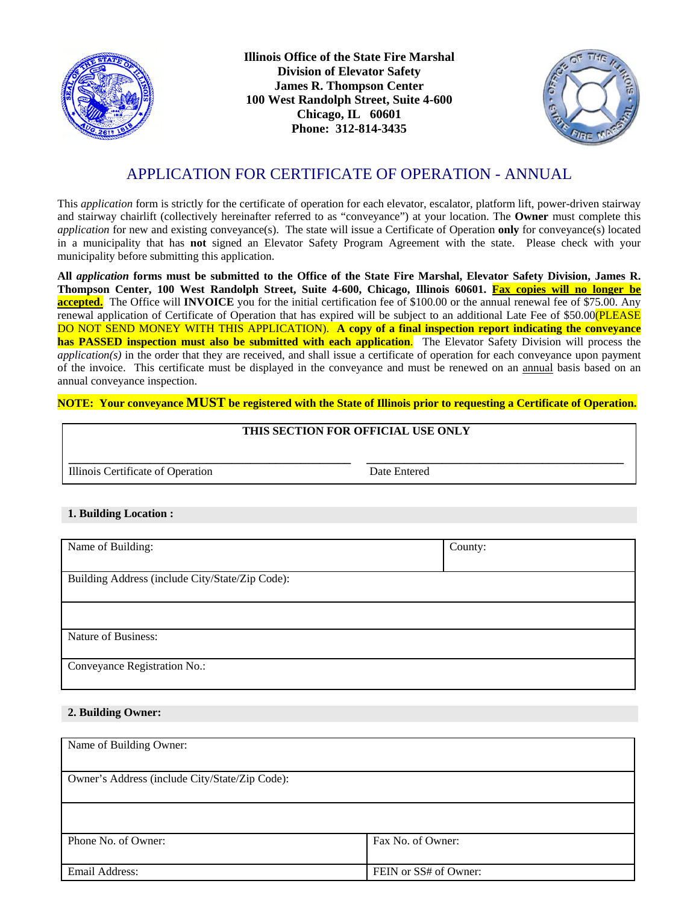**Illinois Office of the State Fire Marshal**
**Division of Elevator Safety**
**James R. Thompson Center**
**100 West Randolph Street, Suite 4-600**
**Chicago, IL 60601**
**Phone: 312-814-3435**

# APPLICATION FOR CERTIFICATE OF OPERATION - ANNUAL

This *application* form is strictly for the certificate of operation for each elevator, escalator, platform lift, power-driven stairway and stairway chairlift (collectively hereinafter referred to as "conveyance") at your location. The **Owner** must complete this *application* for new and existing conveyance(s). The state will issue a Certificate of Operation **only** for conveyance(s) located in a municipality that has **not** signed an Elevator Safety Program Agreement with the state. Please check with your municipality before submitting this application.

**All *application* forms must be submitted to the Office of the State Fire Marshal, Elevator Safety Division, James R. Thompson Center, 100 West Randolph Street, Suite 4-600, Chicago, Illinois 60601. Fax copies will no longer be accepted.** The Office will **INVOICE** you for the initial certification fee of $100.00 or the annual renewal fee of $75.00. Any renewal application of Certificate of Operation that has expired will be subject to an additional Late Fee of $50.00(PLEASE DO NOT SEND MONEY WITH THIS APPLICATION). **A copy of a final inspection report indicating the conveyance has PASSED inspection must also be submitted with each application**. The Elevator Safety Division will process the *application(s)* in the order that they are received, and shall issue a certificate of operation for each conveyance upon payment of the invoice. This certificate must be displayed in the conveyance and must be renewed on an annual basis based on an annual conveyance inspection.

**NOTE: Your conveyance MUST be registered with the State of Illinois prior to requesting a Certificate of Operation.**

| THIS SECTION FOR OFFICIAL USE ONLY | |
|---|---|
| Illinois Certificate of Operation | Date Entered |

## 1. Building Location :

| Name of Building: | County: |
|---|---|
| Building Address (include City/State/Zip Code): | |
| | |
| Nature of Business: | |
| Conveyance Registration No.: | |

## 2. Building Owner:

| Name of Building Owner: | |
|---|---|
| Owner's Address (include City/State/Zip Code): | |
| | |
| Phone No. of Owner: | Fax No. of Owner: |
| Email Address: | FEIN or SS# of Owner: |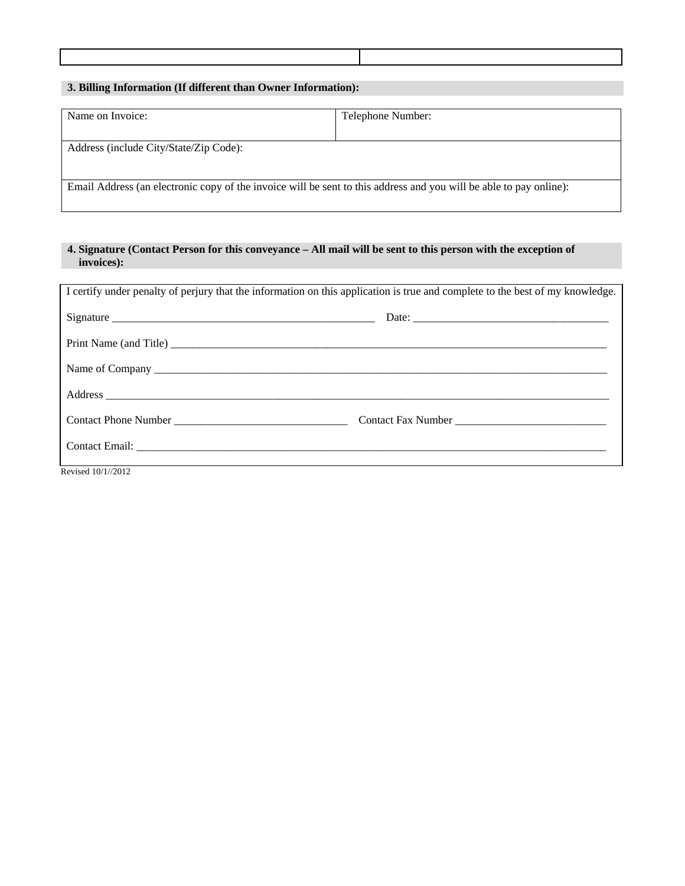| | |
|---|---|
| | |

## 3. Billing Information (If different than Owner Information):

| Name on Invoice: | Telephone Number: |
|---|---|
| Address (include City/State/Zip Code): | |
| Email Address (an electronic copy of the invoice will be sent to this address and you will be able to pay online): | |

## 4. Signature (Contact Person for this conveyance – All mail will be sent to this person with the exception of invoices):

I certify under penalty of perjury that the information on this application is true and complete to the best of my knowledge.

Signature _______________________________________________ Date: ___________________________________

Print Name (and Title) ________________________________________________________________________________

Name of Company ____________________________________________________________________________________

Address ____________________________________________________________________________________________

Contact Phone Number _______________________________ Contact Fax Number ___________________________

Contact Email: ______________________________________________________________________________________

Revised 10/1//2012